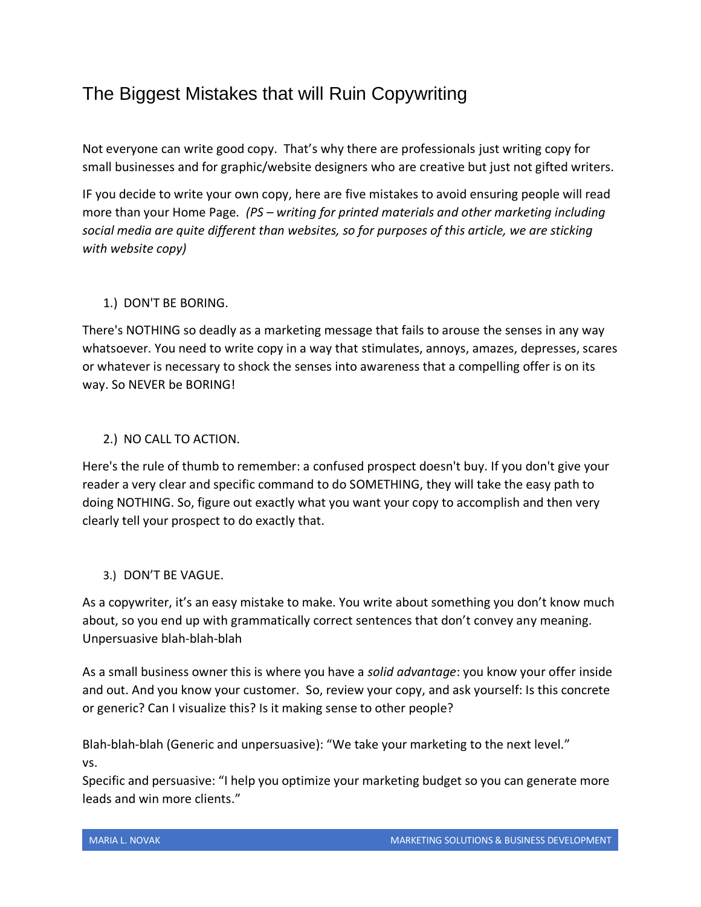# The Biggest Mistakes that will Ruin Copywriting

Not everyone can write good copy. That's why there are professionals just writing copy for small businesses and for graphic/website designers who are creative but just not gifted writers.

IF you decide to write your own copy, here are five mistakes to avoid ensuring people will read more than your Home Page. *(PS – writing for printed materials and other marketing including social media are quite different than websites, so for purposes of this article, we are sticking with website copy)*

1.) DON'T BE BORING.

There's NOTHING so deadly as a marketing message that fails to arouse the senses in any way whatsoever. You need to write copy in a way that stimulates, annoys, amazes, depresses, scares or whatever is necessary to shock the senses into awareness that a compelling offer is on its way. So NEVER be BORING!

2.) NO CALL TO ACTION.

Here's the rule of thumb to remember: a confused prospect doesn't buy. If you don't give your reader a very clear and specific command to do SOMETHING, they will take the easy path to doing NOTHING. So, figure out exactly what you want your copy to accomplish and then very clearly tell your prospect to do exactly that.

3.) DON'T BE VAGUE.

As a copywriter, it's an easy mistake to make. You write about something you don't know much about, so you end up with grammatically correct sentences that don't convey any meaning. Unpersuasive blah-blah-blah

As a small business owner this is where you have a *solid advantage*: you know your offer inside and out. And you know your customer. So, review your copy, and ask yourself: Is this concrete or generic? Can I visualize this? Is it making sense to other people?

Blah-blah-blah (Generic and unpersuasive): "We take your marketing to the next level."
vs.
Specific and persuasive: "I help you optimize your marketing budget so you can generate more leads and win more clients."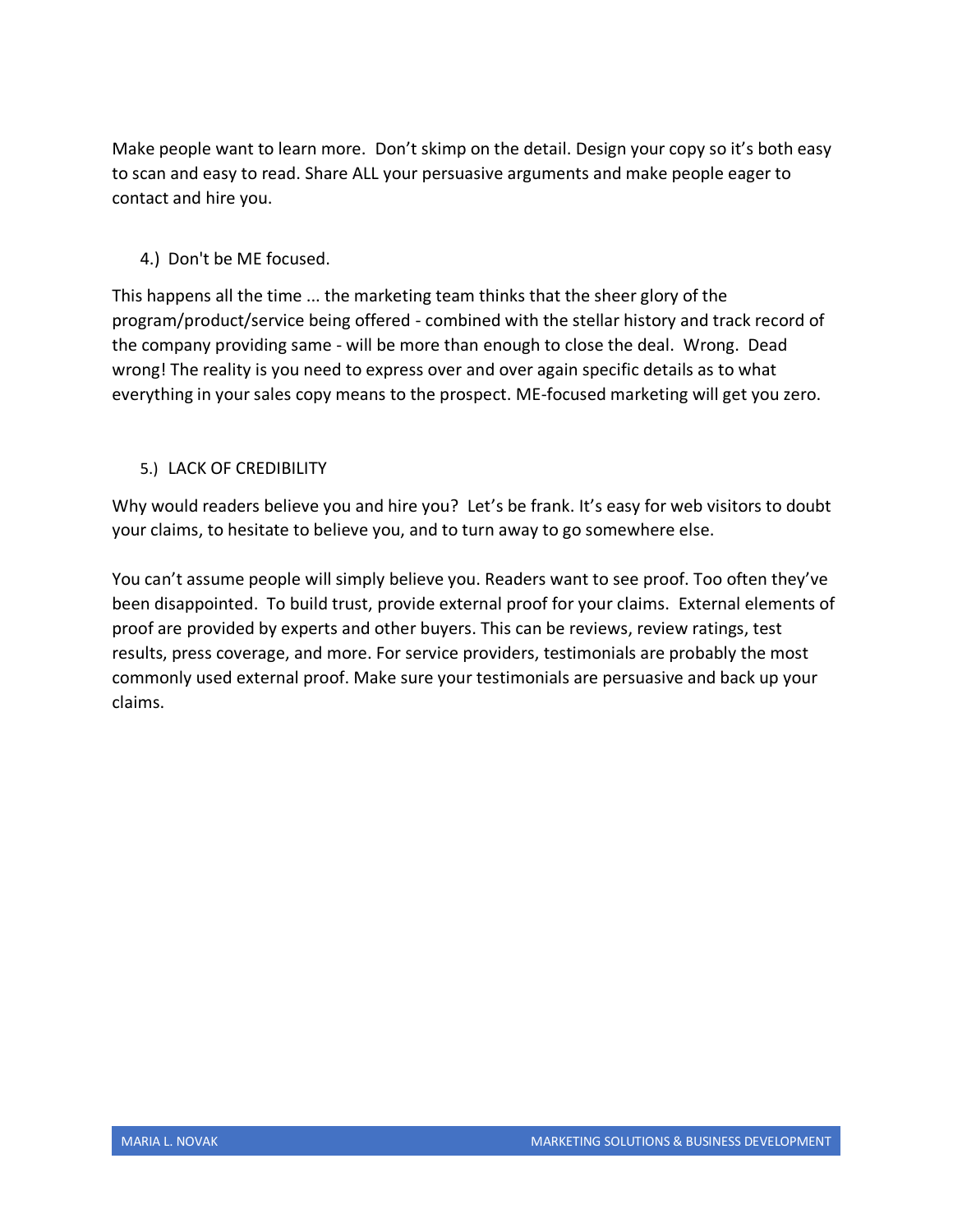Make people want to learn more. Don't skimp on the detail. Design your copy so it's both easy to scan and easy to read. Share ALL your persuasive arguments and make people eager to contact and hire you.

4.) Don't be ME focused.

This happens all the time ... the marketing team thinks that the sheer glory of the program/product/service being offered - combined with the stellar history and track record of the company providing same - will be more than enough to close the deal. Wrong. Dead wrong! The reality is you need to express over and over again specific details as to what everything in your sales copy means to the prospect. ME-focused marketing will get you zero.

5.) LACK OF CREDIBILITY

Why would readers believe you and hire you? Let's be frank. It's easy for web visitors to doubt your claims, to hesitate to believe you, and to turn away to go somewhere else.

You can't assume people will simply believe you. Readers want to see proof. Too often they've been disappointed. To build trust, provide external proof for your claims. External elements of proof are provided by experts and other buyers. This can be reviews, review ratings, test results, press coverage, and more. For service providers, testimonials are probably the most commonly used external proof. Make sure your testimonials are persuasive and back up your claims.